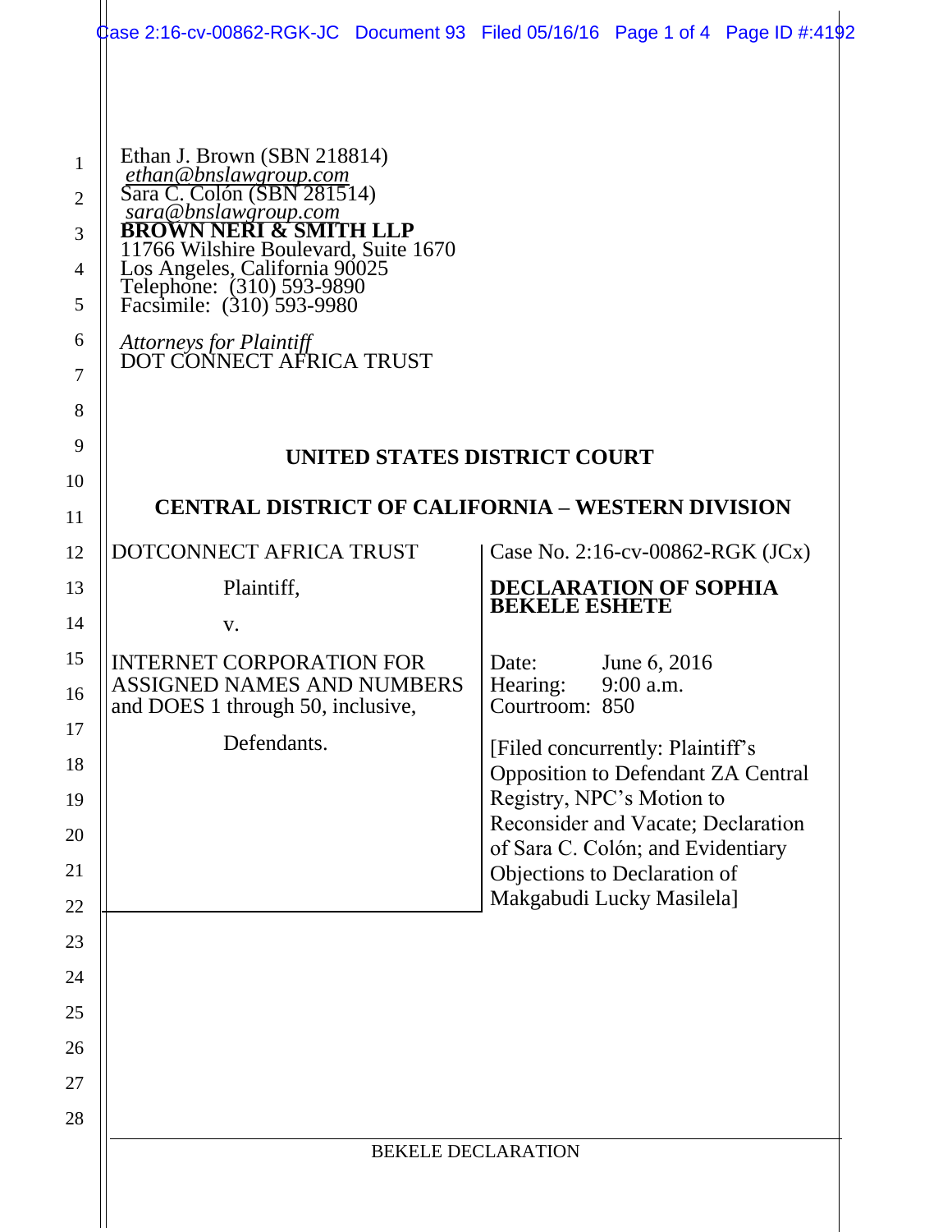Ethan J. Brown (SBN 218814)
*ethan@bnslawgroup.com*
Sara C. Colón (SBN 281514)
*sara@bnslawgroup.com*
**BROWN NERI & SMITH LLP**
11766 Wilshire Boulevard, Suite 1670
Los Angeles, California 90025
Telephone: (310) 593-9890
Facsimile: (310) 593-9980

*Attorneys for Plaintiff*
DOT CONNECT AFRICA TRUST

**UNITED STATES DISTRICT COURT**

**CENTRAL DISTRICT OF CALIFORNIA – WESTERN DIVISION**

| | |
|---|---|
| DOTCONNECT AFRICA TRUST<br><br>Plaintiff,<br><br>v.<br><br>INTERNET CORPORATION FOR ASSIGNED NAMES AND NUMBERS and DOES 1 through 50, inclusive,<br><br>Defendants. | Case No. 2:16-cv-00862-RGK (JCx)<br><br>**DECLARATION OF SOPHIA BEKELE ESHETE**<br><br>Date: June 6, 2016<br>Hearing: 9:00 a.m.<br>Courtroom: 850<br><br>[Filed concurrently: Plaintiff's Opposition to Defendant ZA Central Registry, NPC's Motion to Reconsider and Vacate; Declaration of Sara C. Colón; and Evidentiary Objections to Declaration of Makgabudi Lucky Masilela] |

BEKELE DECLARATION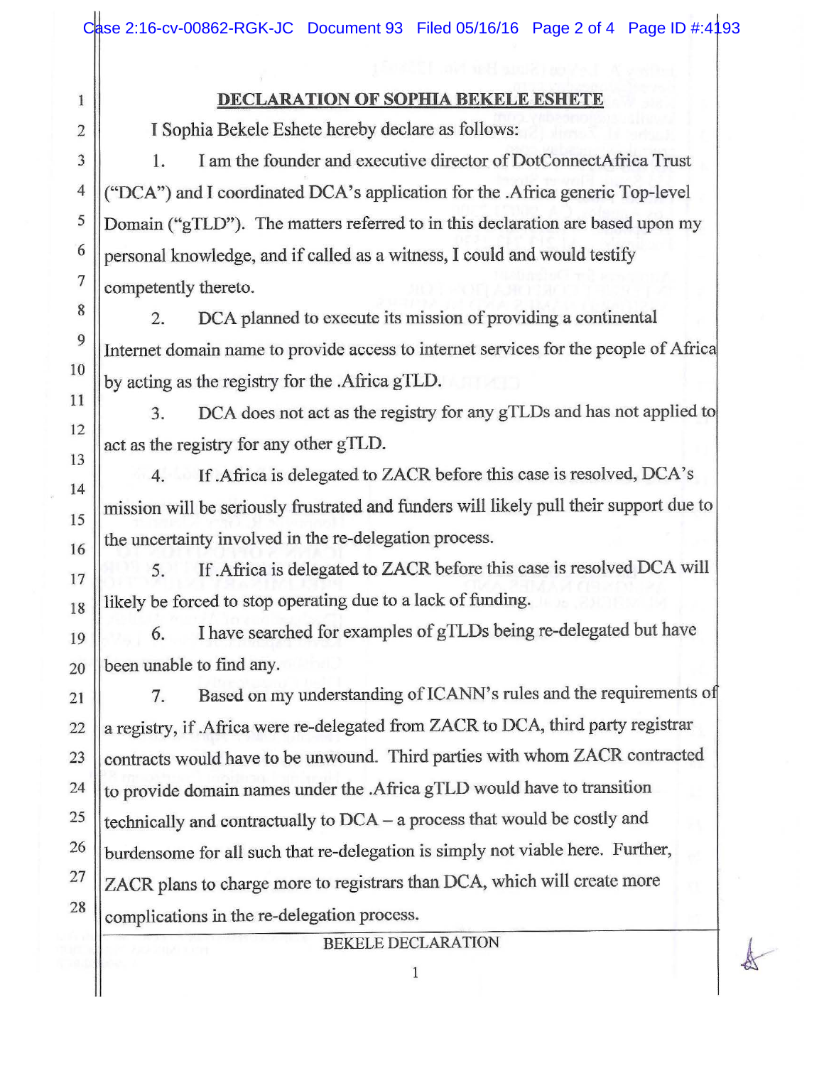# DECLARATION OF SOPHIA BEKELE ESHETE

I Sophia Bekele Eshete hereby declare as follows:

1. I am the founder and executive director of DotConnectAfrica Trust ("DCA") and I coordinated DCA's application for the .Africa generic Top-level Domain ("gTLD"). The matters referred to in this declaration are based upon my personal knowledge, and if called as a witness, I could and would testify competently thereto.

2. DCA planned to execute its mission of providing a continental Internet domain name to provide access to internet services for the people of Africa by acting as the registry for the .Africa gTLD.

3. DCA does not act as the registry for any gTLDs and has not applied to act as the registry for any other gTLD.

4. If .Africa is delegated to ZACR before this case is resolved, DCA's mission will be seriously frustrated and funders will likely pull their support due to the uncertainty involved in the re-delegation process.

5. If .Africa is delegated to ZACR before this case is resolved DCA will likely be forced to stop operating due to a lack of funding.

6. I have searched for examples of gTLDs being re-delegated but have been unable to find any.

7. Based on my understanding of ICANN's rules and the requirements of a registry, if .Africa were re-delegated from ZACR to DCA, third party registrar contracts would have to be unwound. Third parties with whom ZACR contracted to provide domain names under the .Africa gTLD would have to transition technically and contractually to DCA – a process that would be costly and burdensome for all such that re-delegation is simply not viable here. Further, ZACR plans to charge more to registrars than DCA, which will create more complications in the re-delegation process.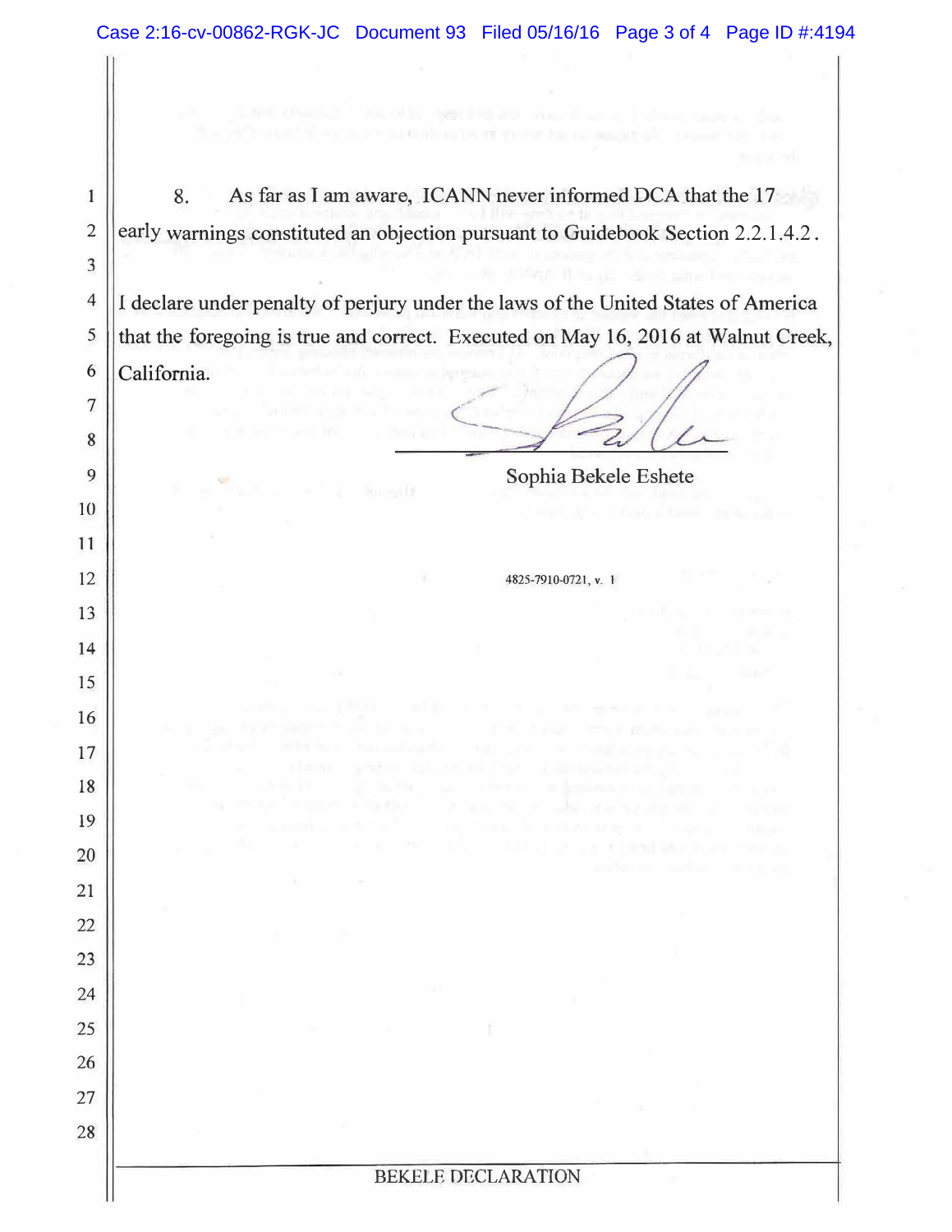8. As far as I am aware, ICANN never informed DCA that the 17 early warnings constituted an objection pursuant to Guidebook Section 2.2.1.4.2.

I declare under penalty of perjury under the laws of the United States of America that the foregoing is true and correct. Executed on May 16, 2016 at Walnut Creek, California.

Sophia Bekele Eshete

4825-7910-0721, v. 1

BEKELE DECLARATION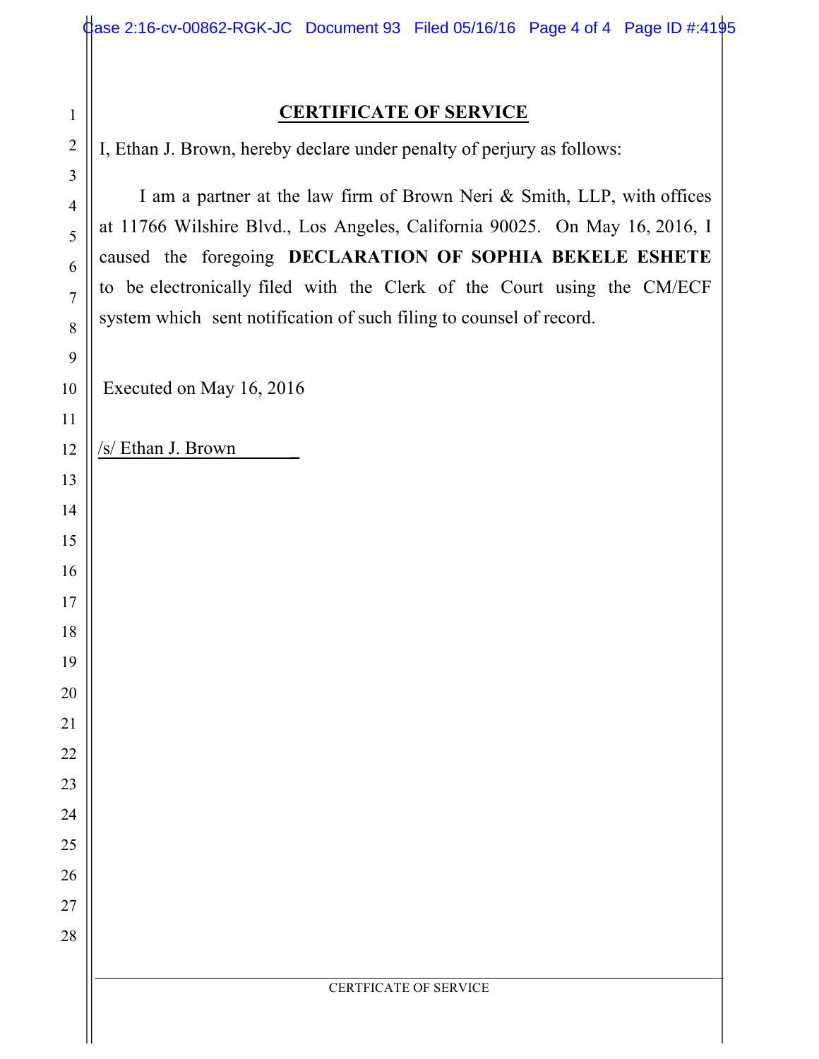# CERTIFICATE OF SERVICE

I, Ethan J. Brown, hereby declare under penalty of perjury as follows:

I am a partner at the law firm of Brown Neri & Smith, LLP, with offices at 11766 Wilshire Blvd., Los Angeles, California 90025. On May 16, 2016, I caused the foregoing **DECLARATION OF SOPHIA BEKELE ESHETE** to be electronically filed with the Clerk of the Court using the CM/ECF system which sent notification of such filing to counsel of record.

Executed on May 16, 2016

/s/ Ethan J. Brown